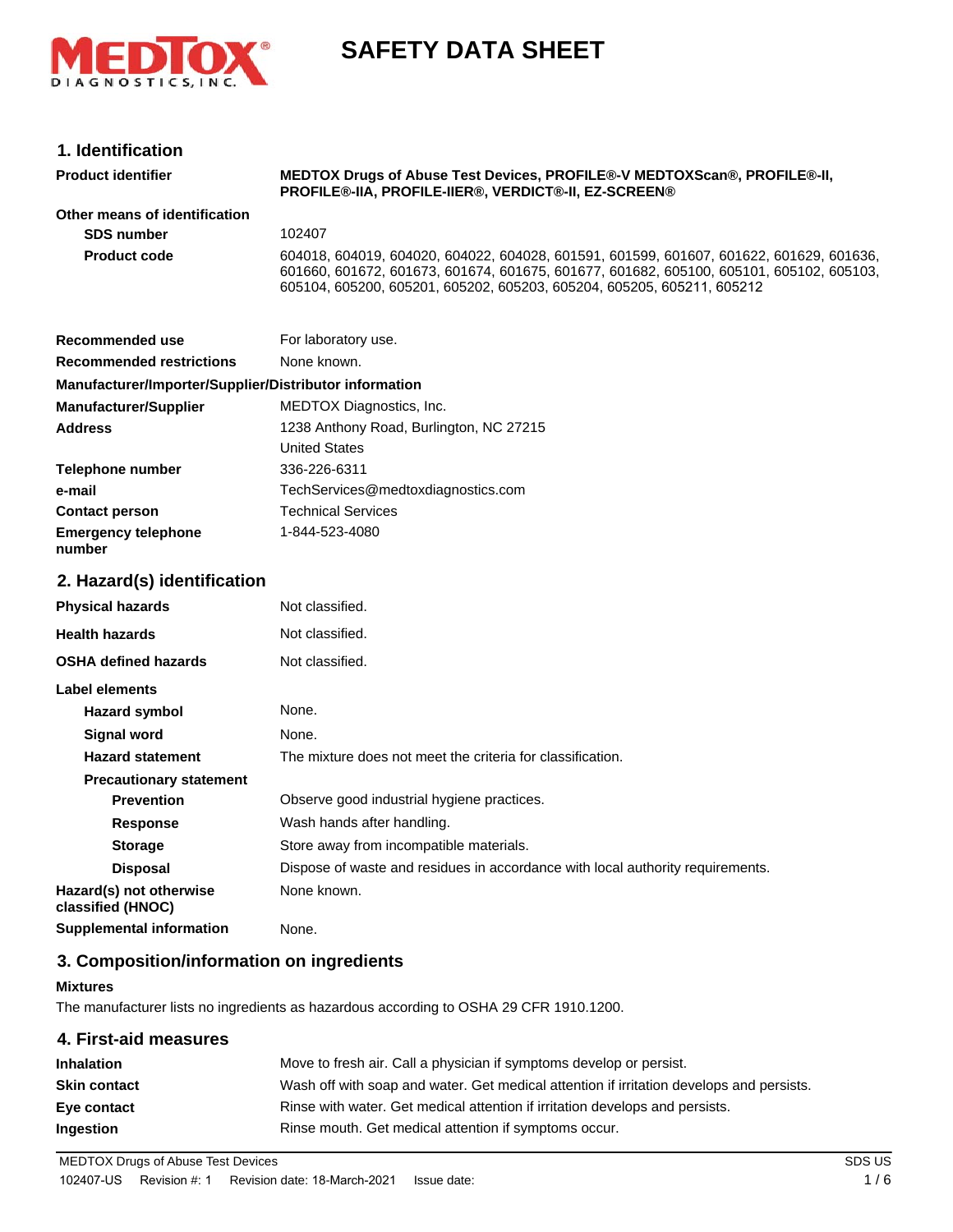# SAFETY DATA SHEET

## 1. Identification

| | |
|---|---|
| **Product identifier** | **MEDTOX Drugs of Abuse Test Devices, PROFILE®-V MEDTOXScan®, PROFILE®-II, PROFILE®-IIA, PROFILE-IIER®, VERDICT®-II, EZ-SCREEN®** |
| **Other means of identification** | |
| **SDS number** | 102407 |
| **Product code** | 604018, 604019, 604020, 604022, 604028, 601591, 601599, 601607, 601622, 601629, 601636, 601660, 601672, 601673, 601674, 601675, 601677, 601682, 605100, 605101, 605102, 605103, 605104, 605200, 605201, 605202, 605203, 605204, 605205, 605211, 605212 |
| **Recommended use** | For laboratory use. |
| **Recommended restrictions** | None known. |

**Manufacturer/Importer/Supplier/Distributor information**

| | |
|---|---|
| **Manufacturer/Supplier** | MEDTOX Diagnostics, Inc. |
| **Address** | 1238 Anthony Road, Burlington, NC 27215<br>United States |
| **Telephone number** | 336-226-6311 |
| **e-mail** | TechServices@medtoxdiagnostics.com |
| **Contact person** | Technical Services |
| **Emergency telephone number** | 1-844-523-4080 |

## 2. Hazard(s) identification

| | |
|---|---|
| **Physical hazards** | Not classified. |
| **Health hazards** | Not classified. |
| **OSHA defined hazards** | Not classified. |

**Label elements**

| | |
|---|---|
| **Hazard symbol** | None. |
| **Signal word** | None. |
| **Hazard statement** | The mixture does not meet the criteria for classification. |
| **Precautionary statement** | |
| **Prevention** | Observe good industrial hygiene practices. |
| **Response** | Wash hands after handling. |
| **Storage** | Store away from incompatible materials. |
| **Disposal** | Dispose of waste and residues in accordance with local authority requirements. |
| **Hazard(s) not otherwise classified (HNOC)** | None known. |
| **Supplemental information** | None. |

## 3. Composition/information on ingredients

**Mixtures**

The manufacturer lists no ingredients as hazardous according to OSHA 29 CFR 1910.1200.

## 4. First-aid measures

| | |
|---|---|
| **Inhalation** | Move to fresh air. Call a physician if symptoms develop or persist. |
| **Skin contact** | Wash off with soap and water. Get medical attention if irritation develops and persists. |
| **Eye contact** | Rinse with water. Get medical attention if irritation develops and persists. |
| **Ingestion** | Rinse mouth. Get medical attention if symptoms occur. |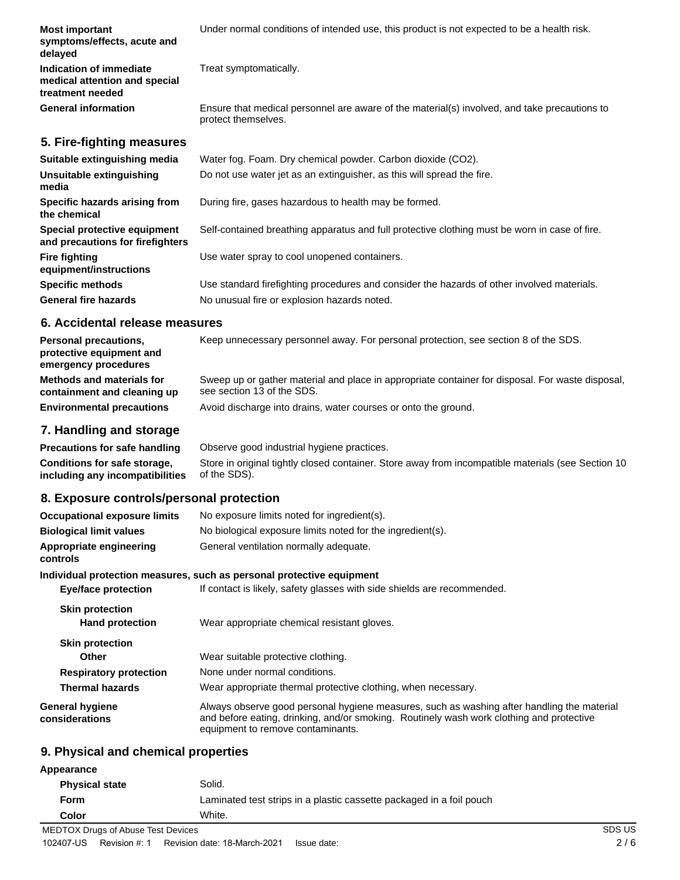| | |
|---|---|
| **Most important symptoms/effects, acute and delayed** | Under normal conditions of intended use, this product is not expected to be a health risk. |
| **Indication of immediate medical attention and special treatment needed** | Treat symptomatically. |
| **General information** | Ensure that medical personnel are aware of the material(s) involved, and take precautions to protect themselves. |

## 5. Fire-fighting measures

| | |
|---|---|
| **Suitable extinguishing media** | Water fog. Foam. Dry chemical powder. Carbon dioxide ($CO_2$). |
| **Unsuitable extinguishing media** | Do not use water jet as an extinguisher, as this will spread the fire. |
| **Specific hazards arising from the chemical** | During fire, gases hazardous to health may be formed. |
| **Special protective equipment and precautions for firefighters** | Self-contained breathing apparatus and full protective clothing must be worn in case of fire. |
| **Fire fighting equipment/instructions** | Use water spray to cool unopened containers. |
| **Specific methods** | Use standard firefighting procedures and consider the hazards of other involved materials. |
| **General fire hazards** | No unusual fire or explosion hazards noted. |

## 6. Accidental release measures

| | |
|---|---|
| **Personal precautions, protective equipment and emergency procedures** | Keep unnecessary personnel away. For personal protection, see section 8 of the SDS. |
| **Methods and materials for containment and cleaning up** | Sweep up or gather material and place in appropriate container for disposal. For waste disposal, see section 13 of the SDS. |
| **Environmental precautions** | Avoid discharge into drains, water courses or onto the ground. |

## 7. Handling and storage

| | |
|---|---|
| **Precautions for safe handling** | Observe good industrial hygiene practices. |
| **Conditions for safe storage, including any incompatibilities** | Store in original tightly closed container. Store away from incompatible materials (see Section 10 of the SDS). |

## 8. Exposure controls/personal protection

| | |
|---|---|
| **Occupational exposure limits** | No exposure limits noted for ingredient(s). |
| **Biological limit values** | No biological exposure limits noted for the ingredient(s). |
| **Appropriate engineering controls** | General ventilation normally adequate. |

**Individual protection measures, such as personal protective equipment**

| | |
|---|---|
| **Eye/face protection** | If contact is likely, safety glasses with side shields are recommended. |
| **Skin protection** | |
| **Hand protection** | Wear appropriate chemical resistant gloves. |
| **Skin protection** | |
| **Other** | Wear suitable protective clothing. |
| **Respiratory protection** | None under normal conditions. |
| **Thermal hazards** | Wear appropriate thermal protective clothing, when necessary. |
| **General hygiene considerations** | Always observe good personal hygiene measures, such as washing after handling the material and before eating, drinking, and/or smoking. Routinely wash work clothing and protective equipment to remove contaminants. |

## 9. Physical and chemical properties

**Appearance**

| | |
|---|---|
| **Physical state** | Solid. |
| **Form** | Laminated test strips in a plastic cassette packaged in a foil pouch |
| **Color** | White. |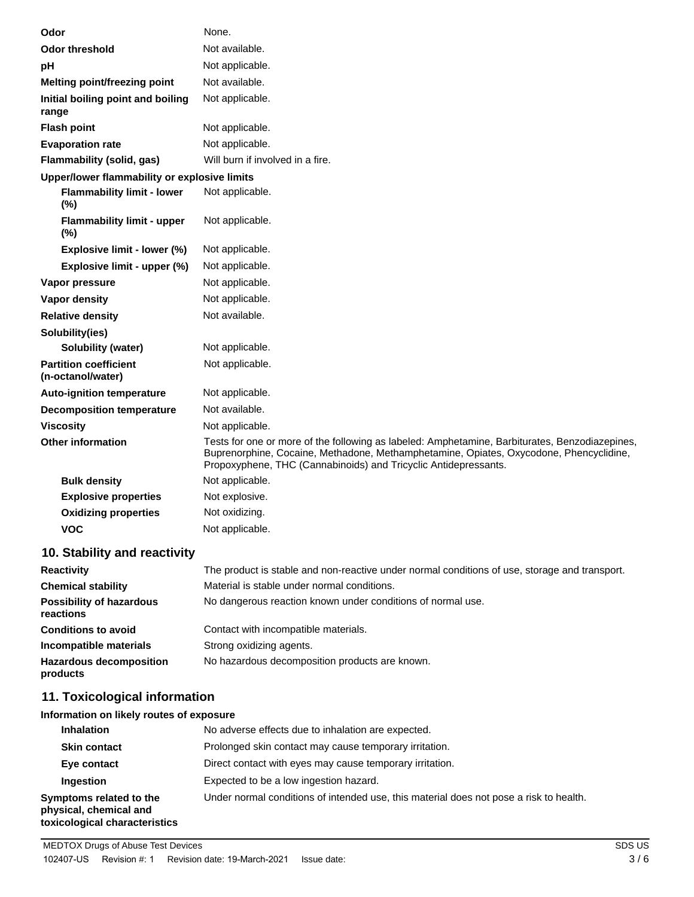| | |
|---|---|
| **Odor** | None. |
| **Odor threshold** | Not available. |
| **pH** | Not applicable. |
| **Melting point/freezing point** | Not available. |
| **Initial boiling point and boiling range** | Not applicable. |
| **Flash point** | Not applicable. |
| **Evaporation rate** | Not applicable. |
| **Flammability (solid, gas)** | Will burn if involved in a fire. |
| **Upper/lower flammability or explosive limits** | |
| **Flammability limit - lower (%)** | Not applicable. |
| **Flammability limit - upper (%)** | Not applicable. |
| **Explosive limit - lower (%)** | Not applicable. |
| **Explosive limit - upper (%)** | Not applicable. |
| **Vapor pressure** | Not applicable. |
| **Vapor density** | Not applicable. |
| **Relative density** | Not available. |
| **Solubility(ies)** | |
| **Solubility (water)** | Not applicable. |
| **Partition coefficient (n-octanol/water)** | Not applicable. |
| **Auto-ignition temperature** | Not applicable. |
| **Decomposition temperature** | Not available. |
| **Viscosity** | Not applicable. |
| **Other information** | Tests for one or more of the following as labeled: Amphetamine, Barbiturates, Benzodiazepines, Buprenorphine, Cocaine, Methadone, Methamphetamine, Opiates, Oxycodone, Phencyclidine, Propoxyphene, THC (Cannabinoids) and Tricyclic Antidepressants. |
| **Bulk density** | Not applicable. |
| **Explosive properties** | Not explosive. |
| **Oxidizing properties** | Not oxidizing. |
| **VOC** | Not applicable. |

## 10. Stability and reactivity

| | |
|---|---|
| **Reactivity** | The product is stable and non-reactive under normal conditions of use, storage and transport. |
| **Chemical stability** | Material is stable under normal conditions. |
| **Possibility of hazardous reactions** | No dangerous reaction known under conditions of normal use. |
| **Conditions to avoid** | Contact with incompatible materials. |
| **Incompatible materials** | Strong oxidizing agents. |
| **Hazardous decomposition products** | No hazardous decomposition products are known. |

## 11. Toxicological information

| | |
|---|---|
| **Information on likely routes of exposure** | |
| **Inhalation** | No adverse effects due to inhalation are expected. |
| **Skin contact** | Prolonged skin contact may cause temporary irritation. |
| **Eye contact** | Direct contact with eyes may cause temporary irritation. |
| **Ingestion** | Expected to be a low ingestion hazard. |
| **Symptoms related to the physical, chemical and toxicological characteristics** | Under normal conditions of intended use, this material does not pose a risk to health. |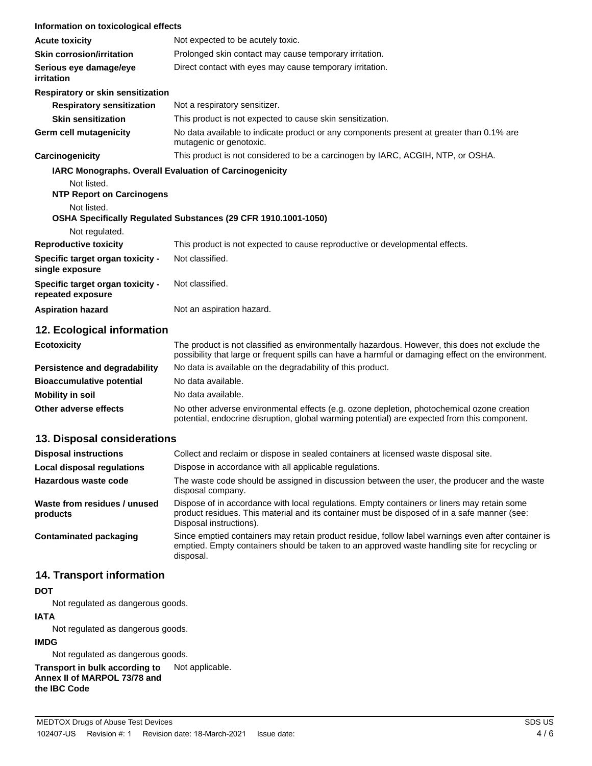**Information on toxicological effects**

| | |
|---|---|
| **Acute toxicity** | Not expected to be acutely toxic. |
| **Skin corrosion/irritation** | Prolonged skin contact may cause temporary irritation. |
| **Serious eye damage/eye irritation** | Direct contact with eyes may cause temporary irritation. |

**Respiratory or skin sensitization**

| | |
|---|---|
| **Respiratory sensitization** | Not a respiratory sensitizer. |
| **Skin sensitization** | This product is not expected to cause skin sensitization. |
| **Germ cell mutagenicity** | No data available to indicate product or any components present at greater than 0.1% are mutagenic or genotoxic. |
| **Carcinogenicity** | This product is not considered to be a carcinogen by IARC, ACGIH, NTP, or OSHA. |

**IARC Monographs. Overall Evaluation of Carcinogenicity**

Not listed.

**NTP Report on Carcinogens**

Not listed.

**OSHA Specifically Regulated Substances (29 CFR 1910.1001-1050)**

Not regulated.

| | |
|---|---|
| **Reproductive toxicity** | This product is not expected to cause reproductive or developmental effects. |
| **Specific target organ toxicity - single exposure** | Not classified. |
| **Specific target organ toxicity - repeated exposure** | Not classified. |
| **Aspiration hazard** | Not an aspiration hazard. |

## 12. Ecological information

| | |
|---|---|
| **Ecotoxicity** | The product is not classified as environmentally hazardous. However, this does not exclude the possibility that large or frequent spills can have a harmful or damaging effect on the environment. |
| **Persistence and degradability** | No data is available on the degradability of this product. |
| **Bioaccumulative potential** | No data available. |
| **Mobility in soil** | No data available. |
| **Other adverse effects** | No other adverse environmental effects (e.g. ozone depletion, photochemical ozone creation potential, endocrine disruption, global warming potential) are expected from this component. |

## 13. Disposal considerations

| | |
|---|---|
| **Disposal instructions** | Collect and reclaim or dispose in sealed containers at licensed waste disposal site. |
| **Local disposal regulations** | Dispose in accordance with all applicable regulations. |
| **Hazardous waste code** | The waste code should be assigned in discussion between the user, the producer and the waste disposal company. |
| **Waste from residues / unused products** | Dispose of in accordance with local regulations. Empty containers or liners may retain some product residues. This material and its container must be disposed of in a safe manner (see: Disposal instructions). |
| **Contaminated packaging** | Since emptied containers may retain product residue, follow label warnings even after container is emptied. Empty containers should be taken to an approved waste handling site for recycling or disposal. |

## 14. Transport information

**DOT**

Not regulated as dangerous goods.

**IATA**

Not regulated as dangerous goods.

**IMDG**

Not regulated as dangerous goods.

| | |
|---|---|
| **Transport in bulk according to Annex II of MARPOL 73/78 and the IBC Code** | Not applicable. |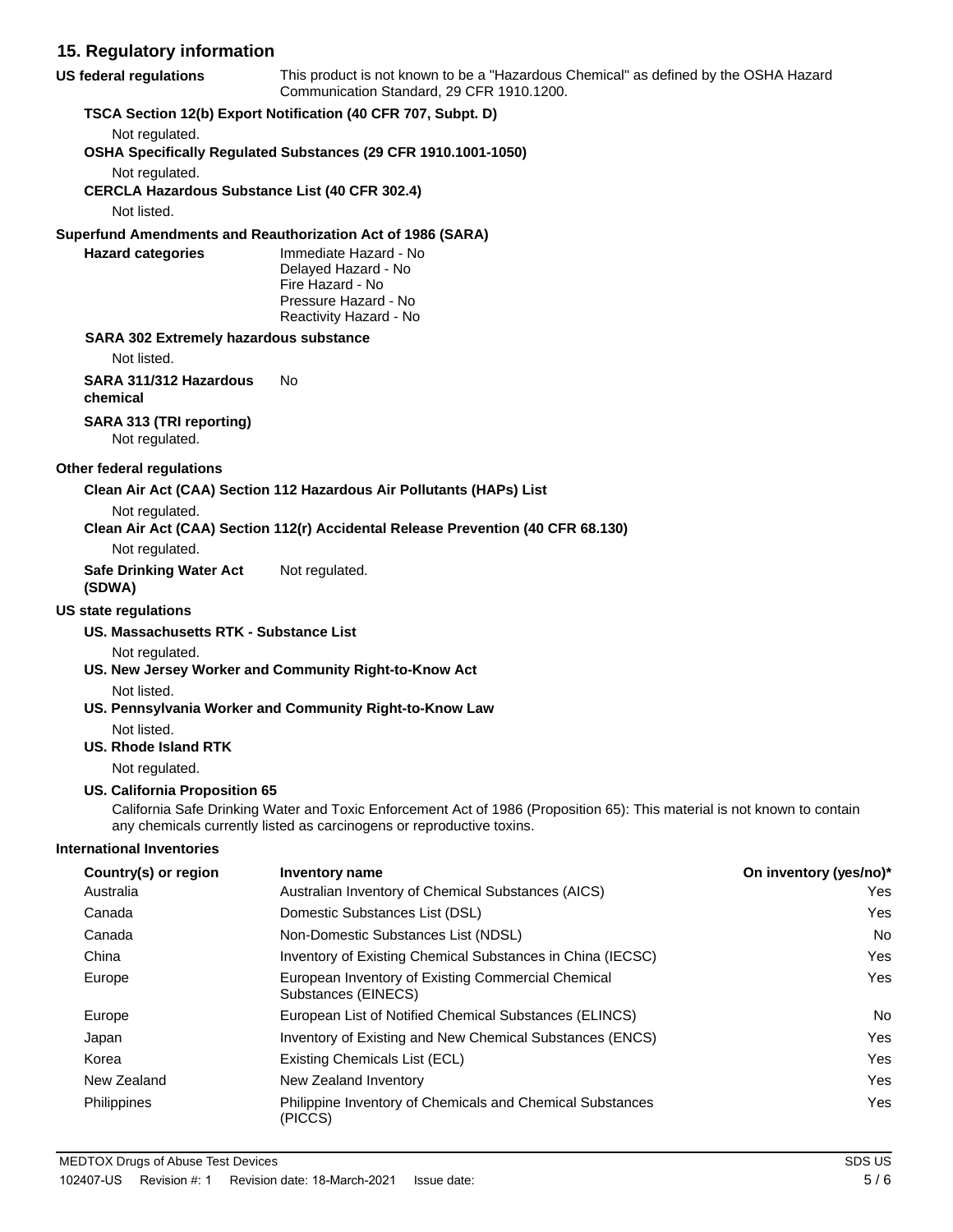## 15. Regulatory information

**US federal regulations** This product is not known to be a "Hazardous Chemical" as defined by the OSHA Hazard Communication Standard, 29 CFR 1910.1200.

**TSCA Section 12(b) Export Notification (40 CFR 707, Subpt. D)**

Not regulated.

**OSHA Specifically Regulated Substances (29 CFR 1910.1001-1050)**

Not regulated.

**CERCLA Hazardous Substance List (40 CFR 302.4)**

Not listed.

**Superfund Amendments and Reauthorization Act of 1986 (SARA)**

**Hazard categories**
Immediate Hazard - No
Delayed Hazard - No
Fire Hazard - No
Pressure Hazard - No
Reactivity Hazard - No

**SARA 302 Extremely hazardous substance**

Not listed.

**SARA 311/312 Hazardous chemical** No

**SARA 313 (TRI reporting)**

Not regulated.

**Other federal regulations**

**Clean Air Act (CAA) Section 112 Hazardous Air Pollutants (HAPs) List**

Not regulated.

**Clean Air Act (CAA) Section 112(r) Accidental Release Prevention (40 CFR 68.130)**

Not regulated.

**Safe Drinking Water Act (SDWA)** Not regulated.

**US state regulations**

**US. Massachusetts RTK - Substance List**

Not regulated.

**US. New Jersey Worker and Community Right-to-Know Act**

Not listed.

**US. Pennsylvania Worker and Community Right-to-Know Law**

Not listed.

**US. Rhode Island RTK**

Not regulated.

**US. California Proposition 65**

California Safe Drinking Water and Toxic Enforcement Act of 1986 (Proposition 65): This material is not known to contain any chemicals currently listed as carcinogens or reproductive toxins.

**International Inventories**

| Country(s) or region | Inventory name | On inventory (yes/no)* |
|---|---|---|
| Australia | Australian Inventory of Chemical Substances (AICS) | Yes |
| Canada | Domestic Substances List (DSL) | Yes |
| Canada | Non-Domestic Substances List (NDSL) | No |
| China | Inventory of Existing Chemical Substances in China (IECSC) | Yes |
| Europe | European Inventory of Existing Commercial Chemical Substances (EINECS) | Yes |
| Europe | European List of Notified Chemical Substances (ELINCS) | No |
| Japan | Inventory of Existing and New Chemical Substances (ENCS) | Yes |
| Korea | Existing Chemicals List (ECL) | Yes |
| New Zealand | New Zealand Inventory | Yes |
| Philippines | Philippine Inventory of Chemicals and Chemical Substances (PICCS) | Yes |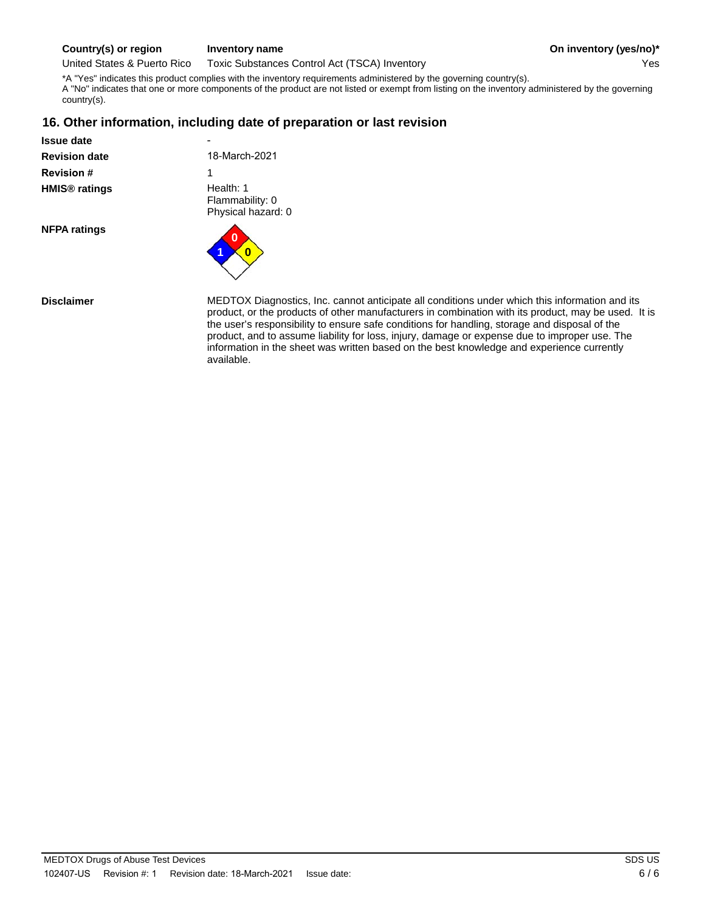| Country(s) or region | Inventory name | On inventory (yes/no)* |
|---|---|---|
| United States & Puerto Rico | Toxic Substances Control Act (TSCA) Inventory | Yes |

*A "Yes" indicates this product complies with the inventory requirements administered by the governing country(s).
A "No" indicates that one or more components of the product are not listed or exempt from listing on the inventory administered by the governing country(s).

## 16. Other information, including date of preparation or last revision

**Issue date** -

**Revision date** 18-March-2021

**Revision #** 1

**HMIS® ratings** Health: 1
Flammability: 0
Physical hazard: 0

**NFPA ratings**

0
1
0

**Disclaimer** MEDTOX Diagnostics, Inc. cannot anticipate all conditions under which this information and its product, or the products of other manufacturers in combination with its product, may be used. It is the user's responsibility to ensure safe conditions for handling, storage and disposal of the product, and to assume liability for loss, injury, damage or expense due to improper use. The information in the sheet was written based on the best knowledge and experience currently available.